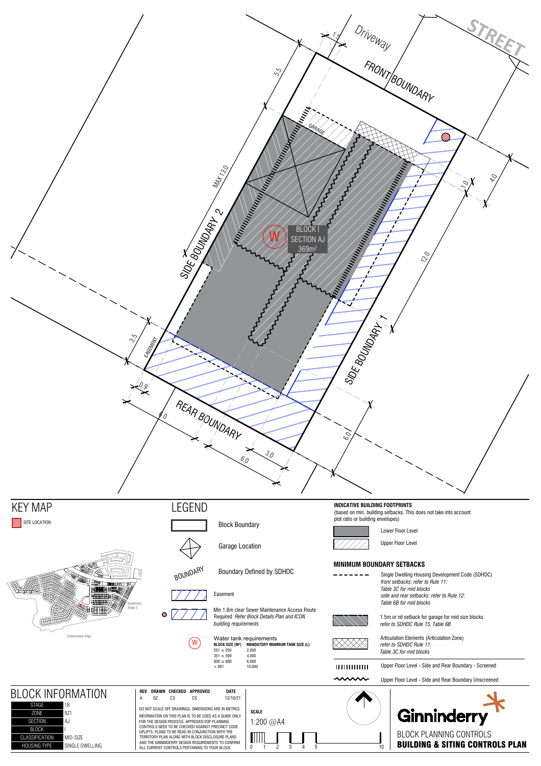STREET

Driveway

FRONT BOUNDARY

SIDE BOUNDARY 2

SIDE BOUNDARY 1

REAR BOUNDARY

GARAGE

EASEMENT

MAX 13.0

BLOCK I
SECTION AJ
369m²

1.5 · 5.5 · 4.0 · 1.0 · 12.0 · 3.5 · 0.9 · 6.0 · 6.0 · 3.0 · 6.0 · 6.0

## KEY MAP

SITE LOCATION

Strathnairn Stage 2

Conservation Edge

## LEGEND

- Block Boundary
- Garage Location
- BOUNDARY — Boundary Defined by SDHDC
- Easement
- Min 1.8m clear Sewer Maintenance Access Route Required *Refer Block Details Plan and ICON building requirements*
- Water tank requirements

| BLOCK SIZE (M²) | MANDATORY MINIMUM TANK SIZE (L) |
|---|---|
| 251 ≤ 350 | 2,000 |
| 351 ≤ 599 | 4,000 |
| 600 ≤ 800 | 6,000 |
| > 801 | 10,000 |

## INDICATIVE BUILDING FOOTPRINTS

(based on min. building setbacks. This does not take into account plot ratio or building envelopes)

- Lower Floor Level
- Upper Floor Level

## MINIMUM BOUNDARY SETBACKS

- Single Dwelling Housing Development Code (SDHDC) *front setbacks: refer to Rule 11: Table 3C for mid blocks side and rear setbacks: refer to Rule 12: Table 6B for mid blocks*
- 1.5m or nil setback for garage for mid size blocks *refer to SDHDC Rule 15, Table 6B*
- Articulation Elements (Articulation Zone) *refer to SDHDC Rule 11: Table 3C for mid blocks*
- Upper Floor Level - Side and Rear Boundary - Screened
- Upper Floor Level - Side and Rear Boundary Unscreened

## BLOCK INFORMATION

| | |
|---|---|
| STAGE | 1B |
| ZONE | RZ1 |
| SECTION | AJ |
| BLOCK | I |
| CLASSIFICATION | MID-SIZE |
| HOUSING TYPE | SINGLE DWELLING |

| REV | DRAWN | CHECKED | APPROVED | DATE |
|---|---|---|---|---|
| A | DZ | CS | CS | 12/10/21 |

DO NOT SCALE OFF DRAWINGS. DIMENSIONS ARE IN METRES.

INFORMATION ON THIS PLAN IS TO BE USED AS A GUIDE ONLY FOR THE DESIGN PROCESS. APPROVED EDP PLANNING CONTROLS NEED TO BE CHECKED AGAINST PRECINCT CODE UPLIFTS. PLANS TO BE READ IN CONJUNCTION WITH THE TERRITORY PLAN ALONG WITH BLOCK DISCLOSURE PLANS AND THE GINNINDERRY DESIGN REQUIREMENTS TO CONFIRM ALL CURRENT CONTROLS PERTAINING TO YOUR BLOCK.

**SCALE**

1:200 @A4

0 1 2 3 4 5 10

Ginninderry

BLOCK PLANNING CONTROLS

**BUILDING & SITING CONTROLS PLAN**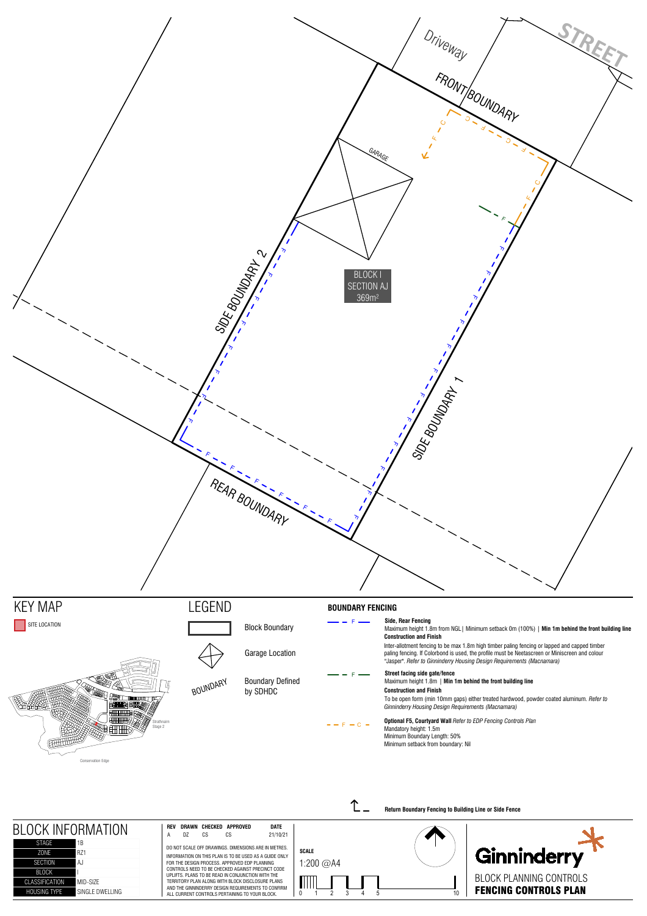STREET

Driveway

FRONT BOUNDARY

GARAGE

SIDE BOUNDARY 2

BLOCK I
SECTION AJ
369m²

SIDE BOUNDARY 1

REAR BOUNDARY

## KEY MAP

SITE LOCATION

Strathnairn Stage 2

Conservation Edge

## LEGEND

Block Boundary

Garage Location

BOUNDARY — Boundary Defined by SDHDC

## BOUNDARY FENCING

**Side, Rear Fencing**
Maximum height 1.8m from NGL | Minimum setback 0m (100%) | **Min 1m behind the front building line**
**Construction and Finish**
Inter-allotment fencing to be max 1.8m high timber paling fencing or lapped and capped timber paling fencing. If Colorbond is used, the profile must be Neetascreen or Miniscreen and colour "Jasper". *Refer to Ginninderry Housing Design Requirements (Macnamara)*

**Street facing side gate/fence**
Maximum height 1.8m | **Min 1m behind the front building line**
**Construction and Finish**
To be open form (min 10mm gaps) either treated hardwood, powder coated aluminum. *Refer to Ginninderry Housing Design Requirements (Macnamara)*

**Optional F5, Courtyard Wall** *Refer to EDP Fencing Controls Plan*
Mandatory height: 1.5m
Minimum Boundary Length: 50%
Minimum setback from boundary: Nil

**Return Boundary Fencing to Building Line or Side Fence**

## BLOCK INFORMATION

| | |
|---|---|
| STAGE | 1B |
| ZONE | RZ1 |
| SECTION | AJ |
| BLOCK | I |
| CLASSIFICATION | MID-SIZE |
| HOUSING TYPE | SINGLE DWELLING |

| REV | DRAWN | CHECKED | APPROVED | DATE |
|---|---|---|---|---|
| A | DZ | CS | CS | 21/10/21 |

DO NOT SCALE OFF DRAWINGS. DIMENSIONS ARE IN METRES.

INFORMATION ON THIS PLAN IS TO BE USED AS A GUIDE ONLY FOR THE DESIGN PROCESS. APPROVED EDP PLANNING CONTROLS NEED TO BE CHECKED AGAINST PRECINCT CODE UPLIFTS. PLANS TO BE READ IN CONJUNCTION WITH THE TERRITORY PLAN ALONG WITH BLOCK DISCLOSURE PLANS AND THE GINNINDERRY DESIGN REQUIREMENTS TO CONFIRM ALL CURRENT CONTROLS PERTAINING TO YOUR BLOCK.

**SCALE**
1:200 @A4

0 1 2 3 4 5 10

Ginninderry

BLOCK PLANNING CONTROLS
**FENCING CONTROLS PLAN**